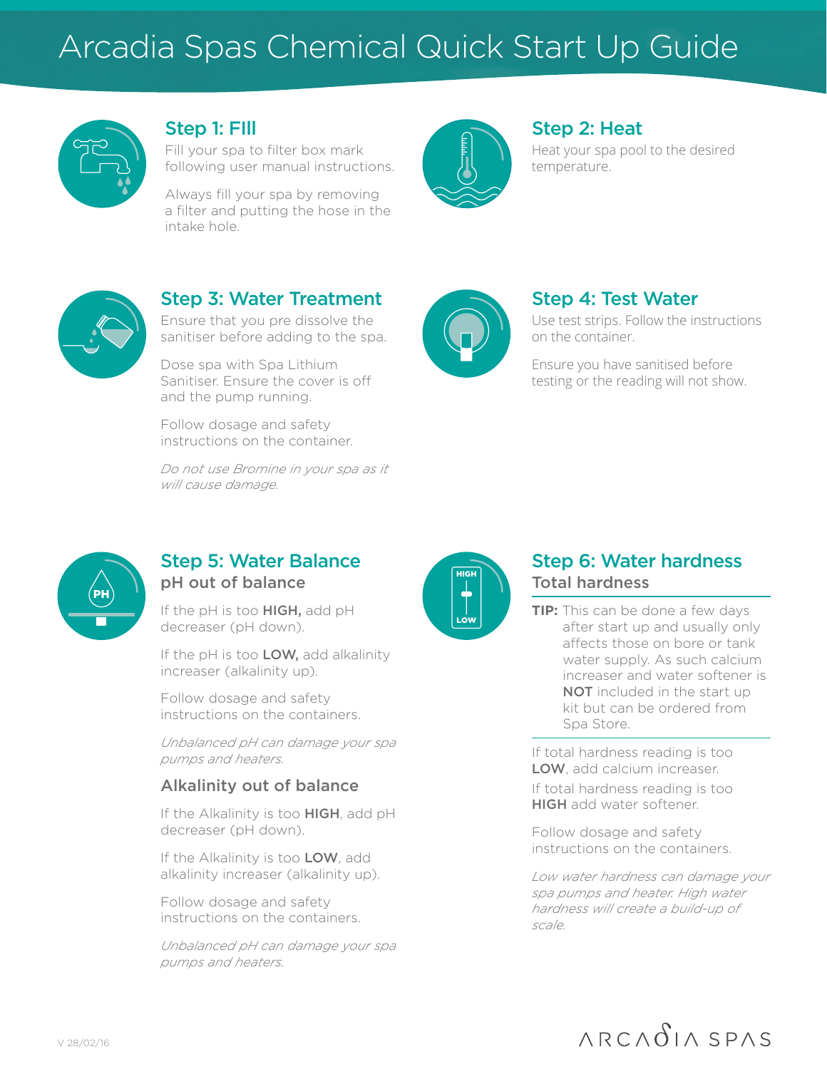# Arcadia Spas Chemical Quick Start Up Guide

## Step 1: FIll

Fill your spa to filter box mark following user manual instructions.

Always fill your spa by removing a filter and putting the hose in the intake hole.

## Step 2: Heat

Heat your spa pool to the desired temperature.

## Step 3: Water Treatment

Ensure that you pre dissolve the sanitiser before adding to the spa.

Dose spa with Spa Lithium Sanitiser. Ensure the cover is off and the pump running.

Follow dosage and safety instructions on the container.

*Do not use Bromine in your spa as it will cause damage.*

## Step 4: Test Water

Use test strips. Follow the instructions on the container.

Ensure you have sanitised before testing or the reading will not show.

## Step 5: Water Balance

### pH out of balance

If the pH is too **HIGH,** add pH decreaser (pH down).

If the pH is too **LOW,** add alkalinity increaser (alkalinity up).

Follow dosage and safety instructions on the containers.

*Unbalanced pH can damage your spa pumps and heaters.*

### Alkalinity out of balance

If the Alkalinity is too **HIGH**, add pH decreaser (pH down).

If the Alkalinity is too **LOW**, add alkalinity increaser (alkalinity up).

Follow dosage and safety instructions on the containers.

*Unbalanced pH can damage your spa pumps and heaters.*

## Step 6: Water hardness

### Total hardness

**TIP:** This can be done a few days after start up and usually only affects those on bore or tank water supply. As such calcium increaser and water softener is **NOT** included in the start up kit but can be ordered from Spa Store.

If total hardness reading is too **LOW**, add calcium increaser.

If total hardness reading is too **HIGH** add water softener.

Follow dosage and safety instructions on the containers.

*Low water hardness can damage your spa pumps and heater. High water hardness will create a build-up of scale.*

V 28/02/16

ARCADIA SPAS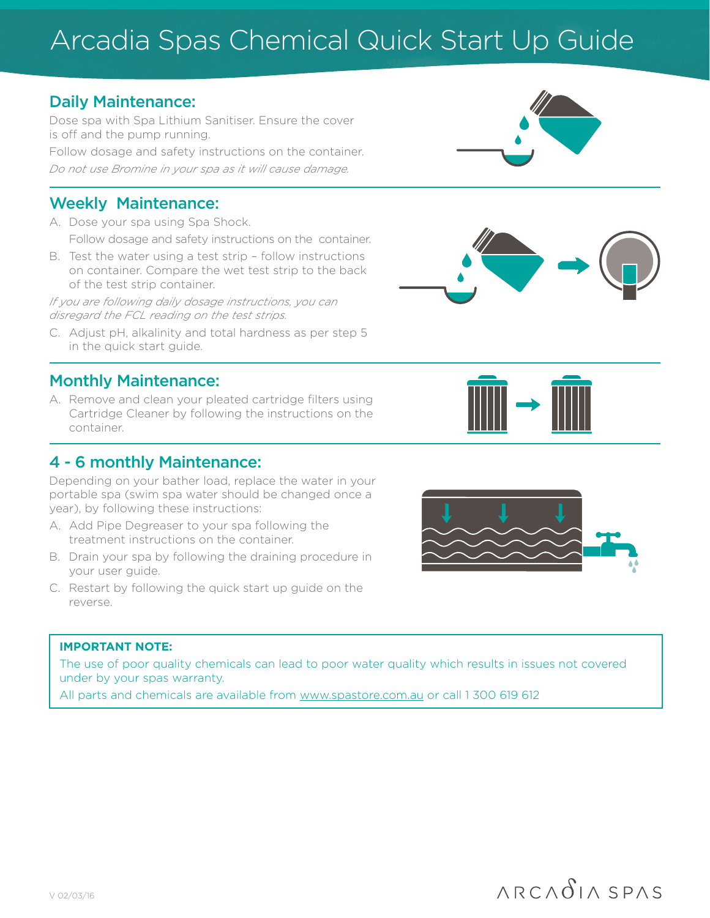# Arcadia Spas Chemical Quick Start Up Guide

## Daily Maintenance:

Dose spa with Spa Lithium Sanitiser. Ensure the cover is off and the pump running.

Follow dosage and safety instructions on the container.

*Do not use Bromine in your spa as it will cause damage.*

## Weekly Maintenance:

A. Dose your spa using Spa Shock.
   Follow dosage and safety instructions on the container.

B. Test the water using a test strip – follow instructions on container. Compare the wet test strip to the back of the test strip container.

*If you are following daily dosage instructions, you can disregard the FCL reading on the test strips.*

C. Adjust pH, alkalinity and total hardness as per step 5 in the quick start guide.

## Monthly Maintenance:

A. Remove and clean your pleated cartridge filters using Cartridge Cleaner by following the instructions on the container.

## 4 - 6 monthly Maintenance:

Depending on your bather load, replace the water in your portable spa (swim spa water should be changed once a year), by following these instructions:

A. Add Pipe Degreaser to your spa following the treatment instructions on the container.

B. Drain your spa by following the draining procedure in your user guide.

C. Restart by following the quick start up guide on the reverse.

**IMPORTANT NOTE:**

The use of poor quality chemicals can lead to poor water quality which results in issues not covered under by your spas warranty.

All parts and chemicals are available from www.spastore.com.au or call 1 300 619 612

V 02/03/16

ARCADIA SPAS